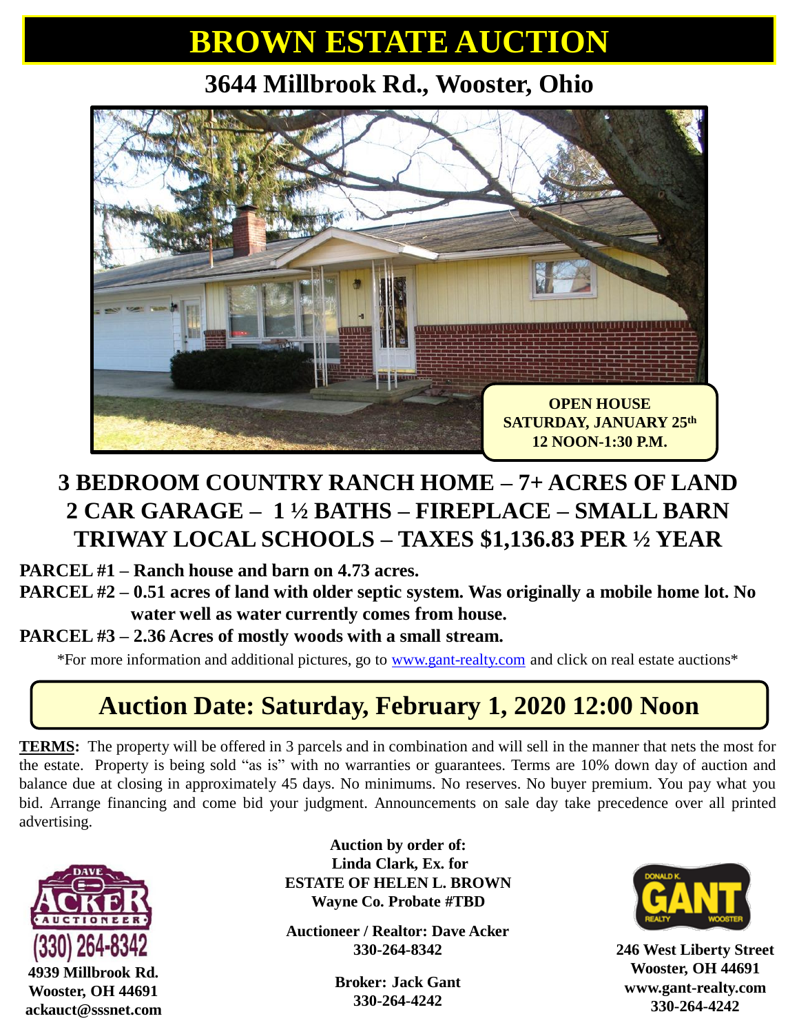# BROWN ESTATE AUCTION

## 3644 Millbrook Rd., Wooster, Ohio

**OPEN HOUSE**
**SATURDAY, JANUARY 25th**
**12 NOON-1:30 P.M.**

## 3 BEDROOM COUNTRY RANCH HOME – 7+ ACRES OF LAND
## 2 CAR GARAGE – 1 ½ BATHS – FIREPLACE – SMALL BARN
## TRIWAY LOCAL SCHOOLS – TAXES $1,136.83 PER ½ YEAR

**PARCEL #1 – Ranch house and barn on 4.73 acres.**

**PARCEL #2 – 0.51 acres of land with older septic system. Was originally a mobile home lot. No water well as water currently comes from house.**

**PARCEL #3 – 2.36 Acres of mostly woods with a small stream.**

*For more information and additional pictures, go to www.gant-realty.com and click on real estate auctions*

## Auction Date: Saturday, February 1, 2020 12:00 Noon

**TERMS:** The property will be offered in 3 parcels and in combination and will sell in the manner that nets the most for the estate. Property is being sold "as is" with no warranties or guarantees. Terms are 10% down day of auction and balance due at closing in approximately 45 days. No minimums. No reserves. No buyer premium. You pay what you bid. Arrange financing and come bid your judgment. Announcements on sale day take precedence over all printed advertising.

DAVE ACKER AUCTIONEER
(330) 264-8342
**4939 Millbrook Rd.**
**Wooster, OH 44691**
**ackauct@sssnet.com**

**Auction by order of:**
**Linda Clark, Ex. for**
**ESTATE OF HELEN L. BROWN**
**Wayne Co. Probate #TBD**

**Auctioneer / Realtor: Dave Acker**
**330-264-8342**

**Broker: Jack Gant**
**330-264-4242**

DONALD K. GANT REALTY WOOSTER
**246 West Liberty Street**
**Wooster, OH 44691**
**www.gant-realty.com**
**330-264-4242**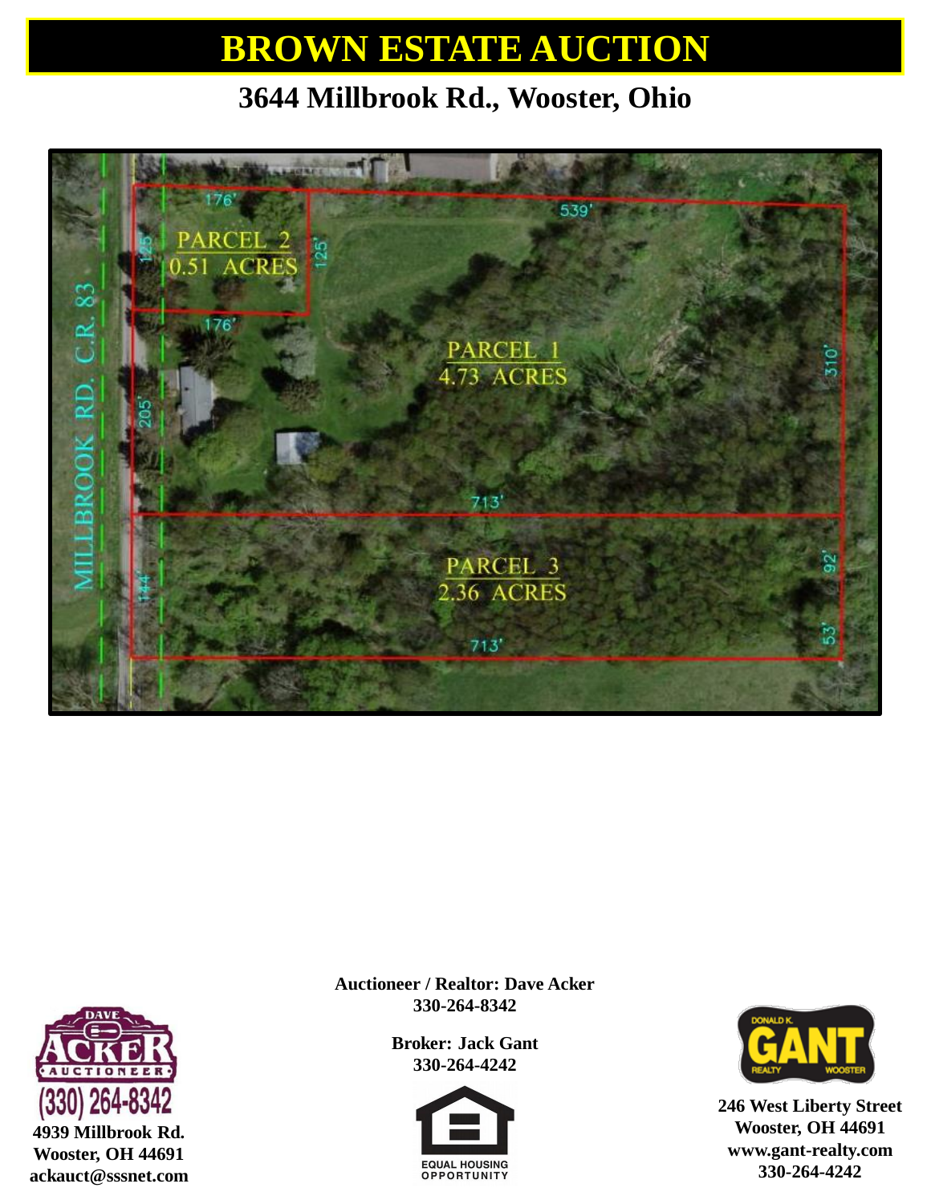# BROWN ESTATE AUCTION

## 3644 Millbrook Rd., Wooster, Ohio

MILLBROOK RD. C.R. 83

PARCEL 2
0.51 ACRES

176'
125'
125'
176'

PARCEL 1
4.73 ACRES

539'
310'
205'
713'

PARCEL 3
2.36 ACRES

144'
92'
53'
713'

**Auctioneer / Realtor: Dave Acker**
**330-264-8342**

**Broker: Jack Gant**
**330-264-4242**

EQUAL HOUSING OPPORTUNITY

DAVE ACKER AUCTIONEER
(330) 264-8342
**4939 Millbrook Rd.**
**Wooster, OH 44691**
**ackauct@sssnet.com**

DONALD K. GANT REALTY WOOSTER
**246 West Liberty Street**
**Wooster, OH 44691**
**www.gant-realty.com**
**330-264-4242**